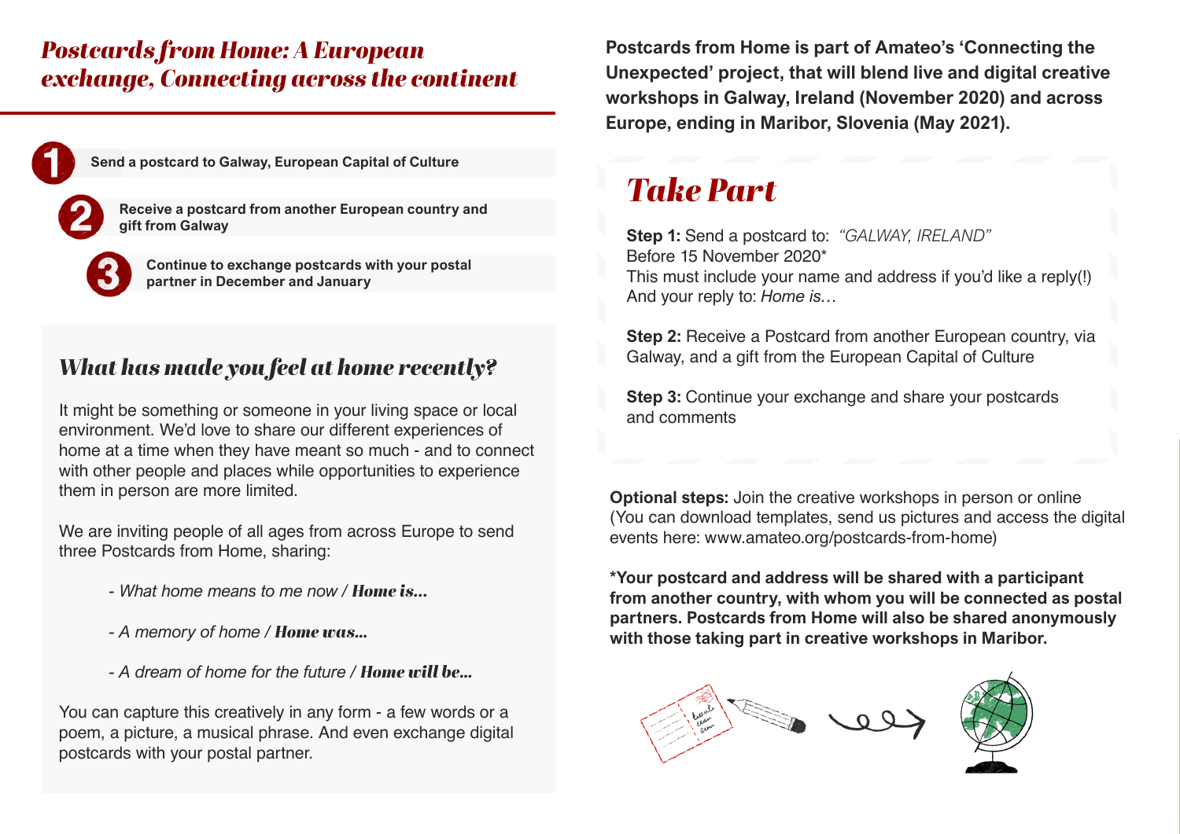# *Postcards from Home: A European exchange, Connecting across the continent*

1. **Send a postcard to Galway, European Capital of Culture**
2. **Receive a postcard from another European country and gift from Galway**
3. **Continue to exchange postcards with your postal partner in December and January**

## *What has made you feel at home recently?*

It might be something or someone in your living space or local environment. We'd love to share our different experiences of home at a time when they have meant so much - and to connect with other people and places while opportunities to experience them in person are more limited.

We are inviting people of all ages from across Europe to send three Postcards from Home, sharing:

- *What home means to me now / **Home is...***
- *A memory of home / **Home was...***
- *A dream of home for the future / **Home will be...***

You can capture this creatively in any form - a few words or a poem, a picture, a musical phrase. And even exchange digital postcards with your postal partner.

**Postcards from Home is part of Amateo's 'Connecting the Unexpected' project, that will blend live and digital creative workshops in Galway, Ireland (November 2020) and across Europe, ending in Maribor, Slovenia (May 2021).**

## *Take Part*

**Step 1:** Send a postcard to: *"GALWAY, IRELAND"*
Before 15 November 2020*
This must include your name and address if you'd like a reply(!)
And your reply to: *Home is…*

**Step 2:** Receive a Postcard from another European country, via Galway, and a gift from the European Capital of Culture

**Step 3:** Continue your exchange and share your postcards and comments

**Optional steps:** Join the creative workshops in person or online (You can download templates, send us pictures and access the digital events here: www.amateo.org/postcards-from-home)

**\*Your postcard and address will be shared with a participant from another country, with whom you will be connected as postal partners. Postcards from Home will also be shared anonymously with those taking part in creative workshops in Maribor.**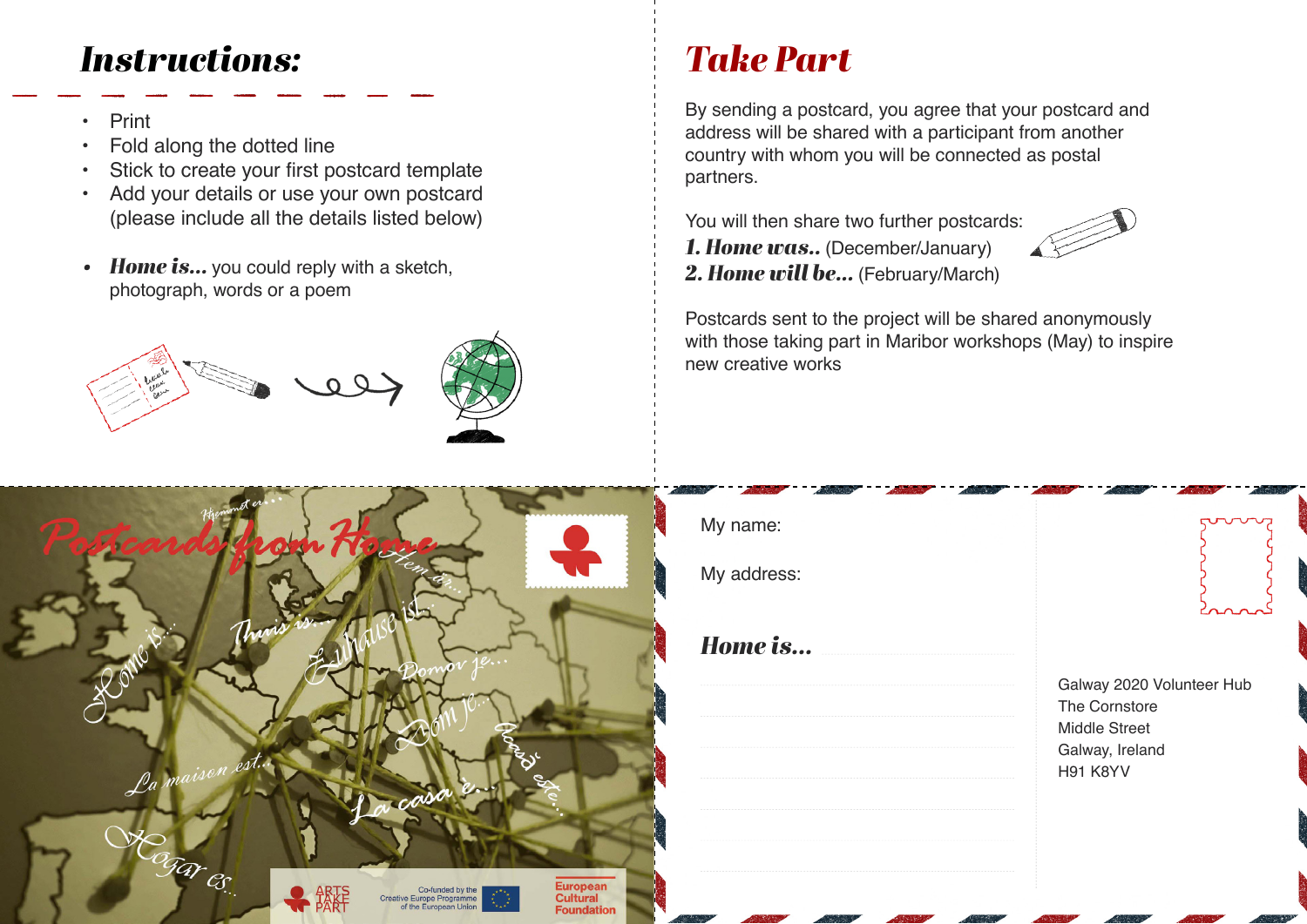## Instructions:

- Print
- Fold along the dotted line
- Stick to create your first postcard template
- Add your details or use your own postcard (please include all the details listed below)

- ***Home is...*** you could reply with a sketch, photograph, words or a poem

## Take Part

By sending a postcard, you agree that your postcard and address will be shared with a participant from another country with whom you will be connected as postal partners.

You will then share two further postcards:

***1. Home was..*** (December/January)
***2. Home will be...*** (February/March)

Postcards sent to the project will be shared anonymously with those taking part in Maribor workshops (May) to inspire new creative works

# Postcards from Home

Hemmet är...

Home is...

Thuis is...

Zuhause ist...

Hem är...

Domov je...

Dom je...

Acasă este...

La maison est...

La casa è...

Hogar es...

ARTS TAKE PART

Co-funded by the Creative Europe Programme of the European Union

European Cultural Foundation

My name:

My address:

***Home is...***

Galway 2020 Volunteer Hub
The Cornstore
Middle Street
Galway, Ireland
H91 K8YV